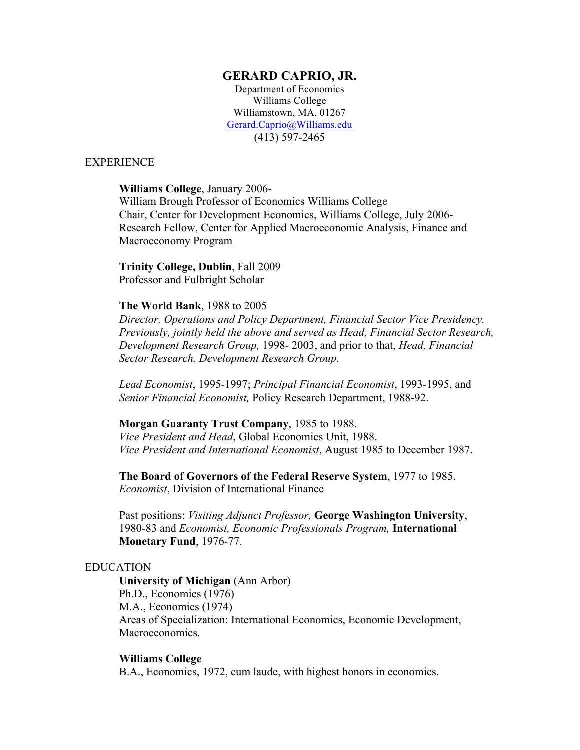# GERARD CAPRIO, JR.

Department of Economics
Williams College
Williamstown, MA. 01267
Gerard.Caprio@Williams.edu
(413) 597-2465

## EXPERIENCE

**Williams College**, January 2006-
William Brough Professor of Economics Williams College
Chair, Center for Development Economics, Williams College, July 2006-
Research Fellow, Center for Applied Macroeconomic Analysis, Finance and Macroeconomy Program

**Trinity College, Dublin**, Fall 2009
Professor and Fulbright Scholar

**The World Bank**, 1988 to 2005
*Director, Operations and Policy Department, Financial Sector Vice Presidency. Previously, jointly held the above and served as Head, Financial Sector Research, Development Research Group,* 1998- 2003, and prior to that, *Head, Financial Sector Research, Development Research Group*.

*Lead Economist*, 1995-1997; *Principal Financial Economist*, 1993-1995, and *Senior Financial Economist,* Policy Research Department, 1988-92.

**Morgan Guaranty Trust Company**, 1985 to 1988.
*Vice President and Head*, Global Economics Unit, 1988.
*Vice President and International Economist*, August 1985 to December 1987.

**The Board of Governors of the Federal Reserve System**, 1977 to 1985.
*Economist*, Division of International Finance

Past positions: *Visiting Adjunct Professor,* **George Washington University**, 1980-83 and *Economist, Economic Professionals Program,* **International Monetary Fund**, 1976-77.

## EDUCATION

**University of Michigan** (Ann Arbor)
Ph.D., Economics (1976)
M.A., Economics (1974)
Areas of Specialization: International Economics, Economic Development, Macroeconomics.

**Williams College**
B.A., Economics, 1972, cum laude, with highest honors in economics.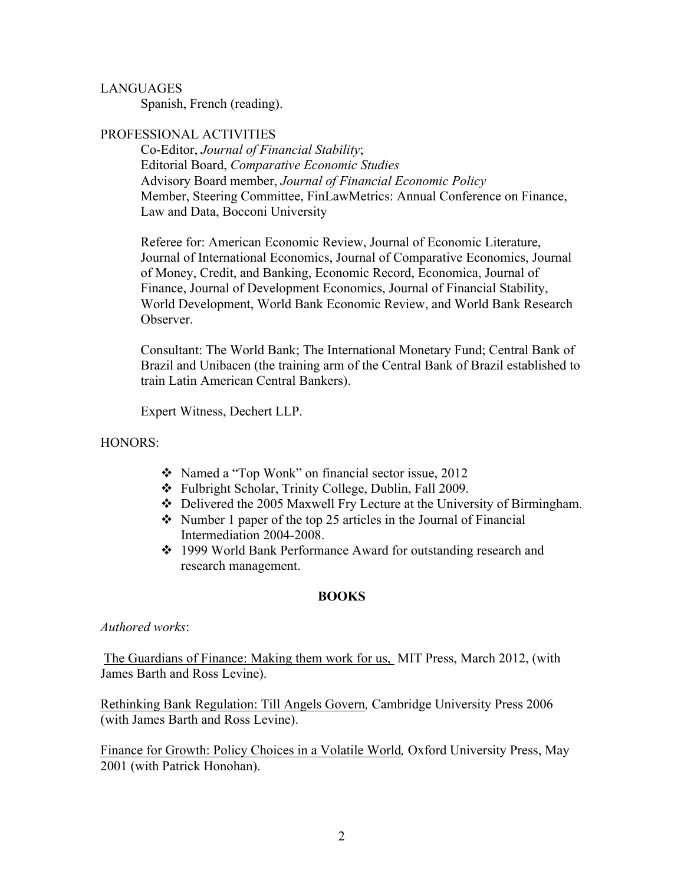LANGUAGES

Spanish, French (reading).

PROFESSIONAL ACTIVITIES

Co-Editor, *Journal of Financial Stability*;
Editorial Board, *Comparative Economic Studies*
Advisory Board member, *Journal of Financial Economic Policy*
Member, Steering Committee, FinLawMetrics: Annual Conference on Finance, Law and Data, Bocconi University

Referee for: American Economic Review, Journal of Economic Literature, Journal of International Economics, Journal of Comparative Economics, Journal of Money, Credit, and Banking, Economic Record, Economica, Journal of Finance, Journal of Development Economics, Journal of Financial Stability, World Development, World Bank Economic Review, and World Bank Research Observer.

Consultant: The World Bank; The International Monetary Fund; Central Bank of Brazil and Unibacen (the training arm of the Central Bank of Brazil established to train Latin American Central Bankers).

Expert Witness, Dechert LLP.

HONORS:

- Named a "Top Wonk" on financial sector issue, 2012
- Fulbright Scholar, Trinity College, Dublin, Fall 2009.
- Delivered the 2005 Maxwell Fry Lecture at the University of Birmingham.
- Number 1 paper of the top 25 articles in the Journal of Financial Intermediation 2004-2008.
- 1999 World Bank Performance Award for outstanding research and research management.

## BOOKS

*Authored works*:

<u>The Guardians of Finance: Making them work for us,</u> MIT Press, March 2012, (with James Barth and Ross Levine).

<u>Rethinking Bank Regulation: Till Angels Govern</u>*,* Cambridge University Press 2006 (with James Barth and Ross Levine).

<u>Finance for Growth: Policy Choices in a Volatile World</u>*,* Oxford University Press, May 2001 (with Patrick Honohan).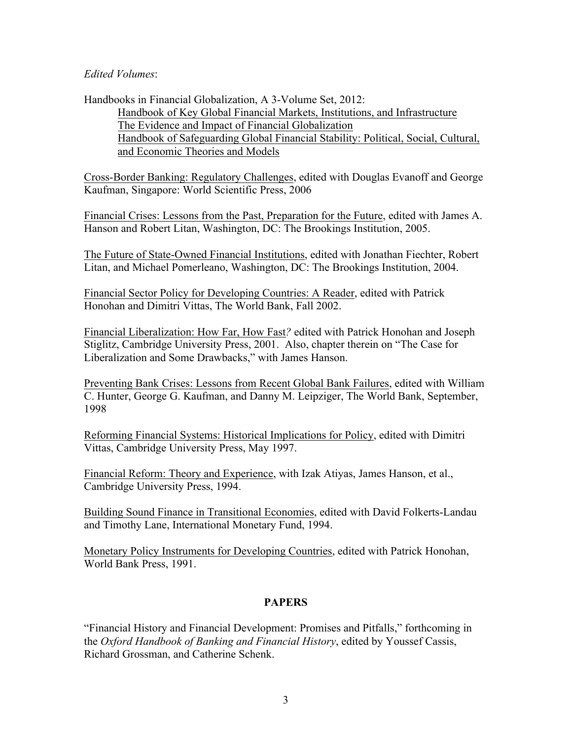*Edited Volumes*:

Handbooks in Financial Globalization, A 3-Volume Set, 2012:

<u>Handbook of Key Global Financial Markets, Institutions, and Infrastructure</u>
<u>The Evidence and Impact of Financial Globalization</u>
<u>Handbook of Safeguarding Global Financial Stability: Political, Social, Cultural, and Economic Theories and Models</u>

<u>Cross-Border Banking: Regulatory Challenges</u>, edited with Douglas Evanoff and George Kaufman, Singapore: World Scientific Press, 2006

<u>Financial Crises: Lessons from the Past, Preparation for the Future</u>, edited with James A. Hanson and Robert Litan, Washington, DC: The Brookings Institution, 2005.

<u>The Future of State-Owned Financial Institutions</u>, edited with Jonathan Fiechter, Robert Litan, and Michael Pomerleano, Washington, DC: The Brookings Institution, 2004.

<u>Financial Sector Policy for Developing Countries: A Reader</u>, edited with Patrick Honohan and Dimitri Vittas, The World Bank, Fall 2002.

<u>Financial Liberalization: How Far, How Fast</u>*?* edited with Patrick Honohan and Joseph Stiglitz, Cambridge University Press, 2001. Also, chapter therein on "The Case for Liberalization and Some Drawbacks," with James Hanson.

<u>Preventing Bank Crises: Lessons from Recent Global Bank Failures</u>, edited with William C. Hunter, George G. Kaufman, and Danny M. Leipziger, The World Bank, September, 1998

<u>Reforming Financial Systems: Historical Implications for Policy</u>, edited with Dimitri Vittas, Cambridge University Press, May 1997.

<u>Financial Reform: Theory and Experience</u>, with Izak Atiyas, James Hanson, et al., Cambridge University Press, 1994.

<u>Building Sound Finance in Transitional Economies</u>, edited with David Folkerts-Landau and Timothy Lane, International Monetary Fund, 1994.

<u>Monetary Policy Instruments for Developing Countries</u>, edited with Patrick Honohan, World Bank Press, 1991.

## PAPERS

"Financial History and Financial Development: Promises and Pitfalls," forthcoming in the *Oxford Handbook of Banking and Financial History*, edited by Youssef Cassis, Richard Grossman, and Catherine Schenk.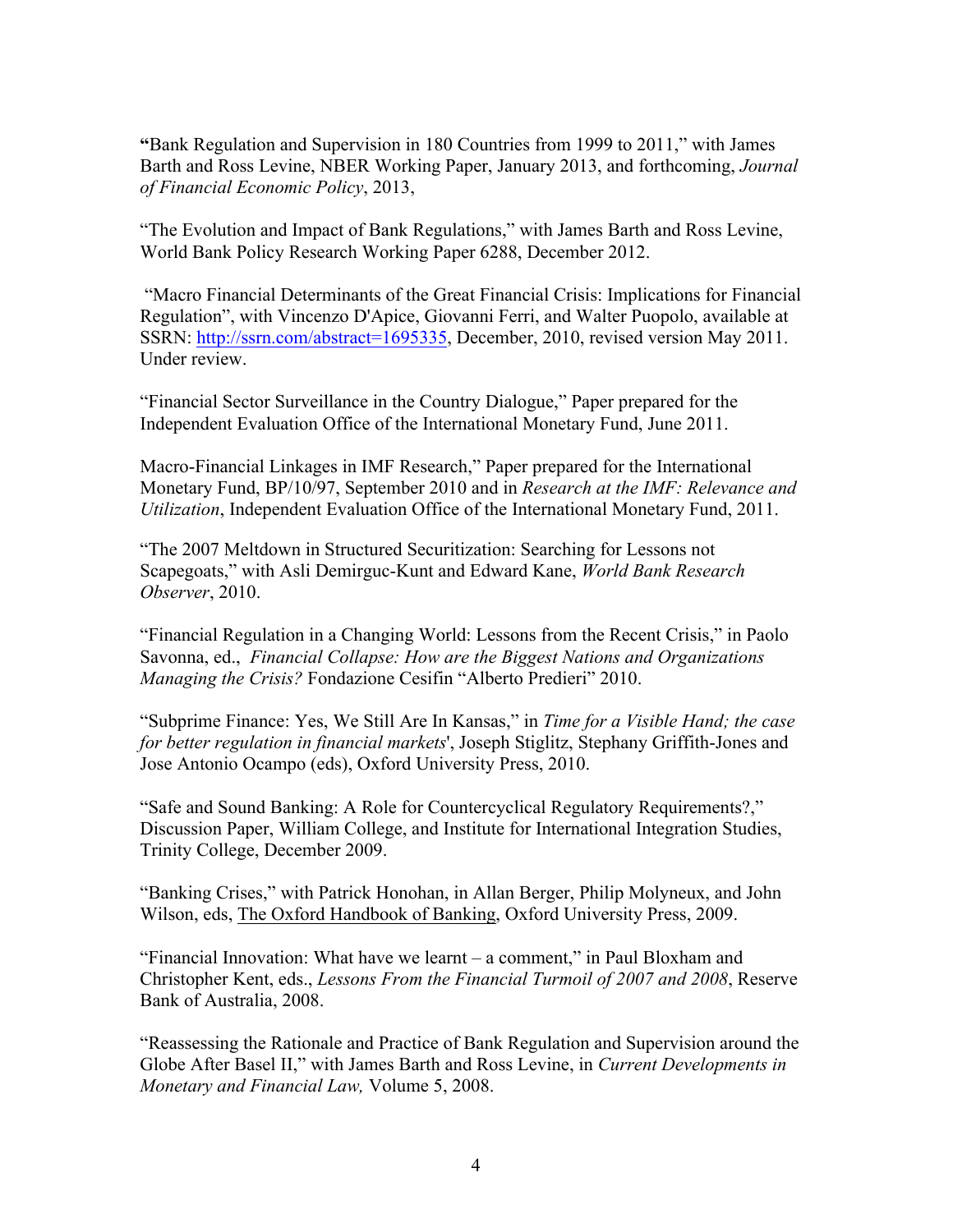**"**Bank Regulation and Supervision in 180 Countries from 1999 to 2011," with James Barth and Ross Levine, NBER Working Paper, January 2013, and forthcoming, *Journal of Financial Economic Policy*, 2013,

"The Evolution and Impact of Bank Regulations," with James Barth and Ross Levine, World Bank Policy Research Working Paper 6288, December 2012.

"Macro Financial Determinants of the Great Financial Crisis: Implications for Financial Regulation", with Vincenzo D'Apice, Giovanni Ferri, and Walter Puopolo, available at SSRN: http://ssrn.com/abstract=1695335, December, 2010, revised version May 2011. Under review.

"Financial Sector Surveillance in the Country Dialogue," Paper prepared for the Independent Evaluation Office of the International Monetary Fund, June 2011.

Macro-Financial Linkages in IMF Research," Paper prepared for the International Monetary Fund, BP/10/97, September 2010 and in *Research at the IMF: Relevance and Utilization*, Independent Evaluation Office of the International Monetary Fund, 2011.

"The 2007 Meltdown in Structured Securitization: Searching for Lessons not Scapegoats," with Asli Demirguc-Kunt and Edward Kane, *World Bank Research Observer*, 2010.

"Financial Regulation in a Changing World: Lessons from the Recent Crisis," in Paolo Savonna, ed., *Financial Collapse: How are the Biggest Nations and Organizations Managing the Crisis?* Fondazione Cesifin "Alberto Predieri" 2010.

"Subprime Finance: Yes, We Still Are In Kansas," in *Time for a Visible Hand; the case for better regulation in financial markets*', Joseph Stiglitz, Stephany Griffith-Jones and Jose Antonio Ocampo (eds), Oxford University Press, 2010.

"Safe and Sound Banking: A Role for Countercyclical Regulatory Requirements?," Discussion Paper, William College, and Institute for International Integration Studies, Trinity College, December 2009.

"Banking Crises," with Patrick Honohan, in Allan Berger, Philip Molyneux, and John Wilson, eds, The Oxford Handbook of Banking, Oxford University Press, 2009.

"Financial Innovation: What have we learnt – a comment," in Paul Bloxham and Christopher Kent, eds., *Lessons From the Financial Turmoil of 2007 and 2008*, Reserve Bank of Australia, 2008.

"Reassessing the Rationale and Practice of Bank Regulation and Supervision around the Globe After Basel II," with James Barth and Ross Levine, in *Current Developments in Monetary and Financial Law,* Volume 5, 2008.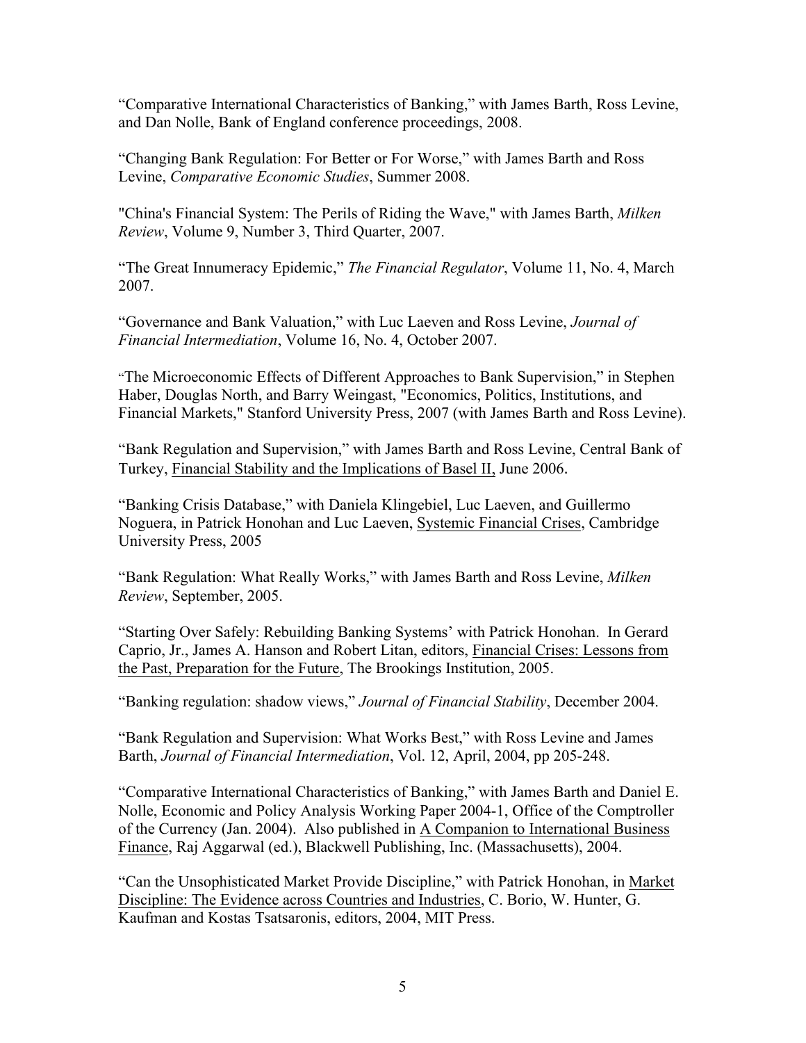"Comparative International Characteristics of Banking," with James Barth, Ross Levine, and Dan Nolle, Bank of England conference proceedings, 2008.

"Changing Bank Regulation: For Better or For Worse," with James Barth and Ross Levine, *Comparative Economic Studies*, Summer 2008.

"China's Financial System: The Perils of Riding the Wave," with James Barth, *Milken Review*, Volume 9, Number 3, Third Quarter, 2007.

"The Great Innumeracy Epidemic," *The Financial Regulator*, Volume 11, No. 4, March 2007.

"Governance and Bank Valuation," with Luc Laeven and Ross Levine, *Journal of Financial Intermediation*, Volume 16, No. 4, October 2007.

"The Microeconomic Effects of Different Approaches to Bank Supervision," in Stephen Haber, Douglas North, and Barry Weingast, "Economics, Politics, Institutions, and Financial Markets," Stanford University Press, 2007 (with James Barth and Ross Levine).

"Bank Regulation and Supervision," with James Barth and Ross Levine, Central Bank of Turkey, Financial Stability and the Implications of Basel II, June 2006.

"Banking Crisis Database," with Daniela Klingebiel, Luc Laeven, and Guillermo Noguera, in Patrick Honohan and Luc Laeven, Systemic Financial Crises, Cambridge University Press, 2005

"Bank Regulation: What Really Works," with James Barth and Ross Levine, *Milken Review*, September, 2005.

"Starting Over Safely: Rebuilding Banking Systems' with Patrick Honohan. In Gerard Caprio, Jr., James A. Hanson and Robert Litan, editors, Financial Crises: Lessons from the Past, Preparation for the Future, The Brookings Institution, 2005.

"Banking regulation: shadow views," *Journal of Financial Stability*, December 2004.

"Bank Regulation and Supervision: What Works Best," with Ross Levine and James Barth, *Journal of Financial Intermediation*, Vol. 12, April, 2004, pp 205-248.

"Comparative International Characteristics of Banking," with James Barth and Daniel E. Nolle, Economic and Policy Analysis Working Paper 2004-1, Office of the Comptroller of the Currency (Jan. 2004). Also published in A Companion to International Business Finance, Raj Aggarwal (ed.), Blackwell Publishing, Inc. (Massachusetts), 2004.

"Can the Unsophisticated Market Provide Discipline," with Patrick Honohan, in Market Discipline: The Evidence across Countries and Industries, C. Borio, W. Hunter, G. Kaufman and Kostas Tsatsaronis, editors, 2004, MIT Press.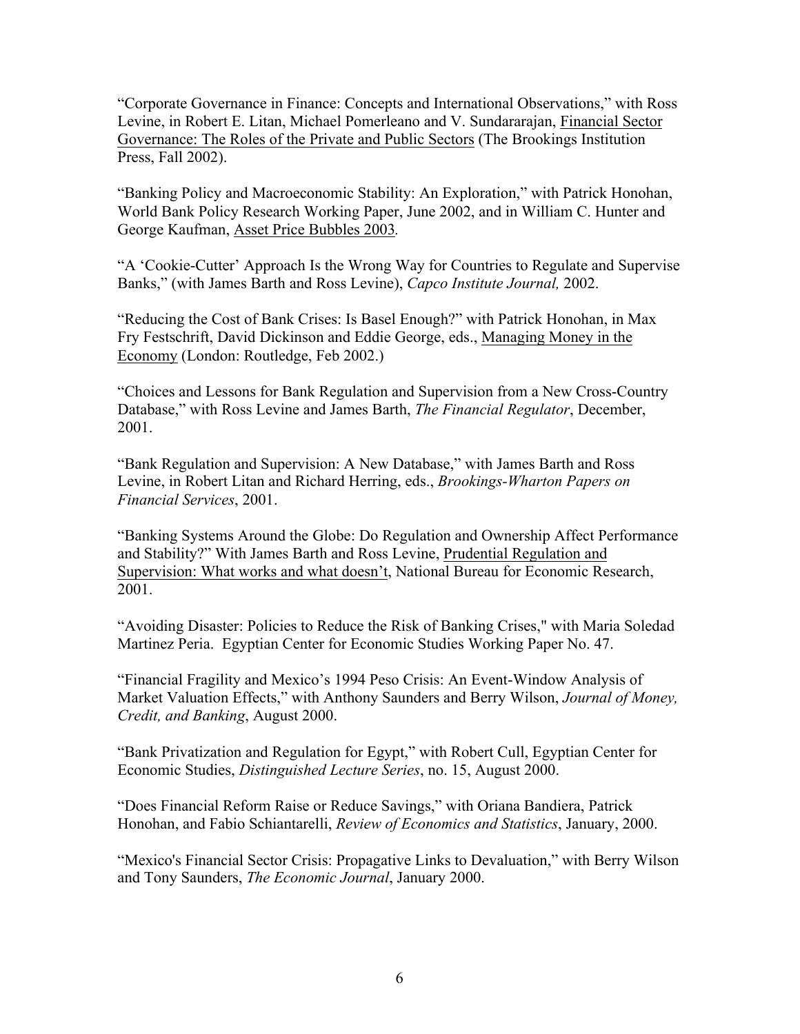"Corporate Governance in Finance: Concepts and International Observations," with Ross Levine, in Robert E. Litan, Michael Pomerleano and V. Sundararajan, <u>Financial Sector Governance: The Roles of the Private and Public Sectors</u> (The Brookings Institution Press, Fall 2002).

"Banking Policy and Macroeconomic Stability: An Exploration," with Patrick Honohan, World Bank Policy Research Working Paper, June 2002, and in William C. Hunter and George Kaufman, <u>Asset Price Bubbles 2003</u>.

"A 'Cookie-Cutter' Approach Is the Wrong Way for Countries to Regulate and Supervise Banks," (with James Barth and Ross Levine), *Capco Institute Journal,* 2002.

"Reducing the Cost of Bank Crises: Is Basel Enough?" with Patrick Honohan, in Max Fry Festschrift, David Dickinson and Eddie George, eds., <u>Managing Money in the Economy</u> (London: Routledge, Feb 2002.)

"Choices and Lessons for Bank Regulation and Supervision from a New Cross-Country Database," with Ross Levine and James Barth, *The Financial Regulator*, December, 2001.

"Bank Regulation and Supervision: A New Database," with James Barth and Ross Levine, in Robert Litan and Richard Herring, eds., *Brookings-Wharton Papers on Financial Services*, 2001.

"Banking Systems Around the Globe: Do Regulation and Ownership Affect Performance and Stability?" With James Barth and Ross Levine, <u>Prudential Regulation and Supervision: What works and what doesn't</u>, National Bureau for Economic Research, 2001.

"Avoiding Disaster: Policies to Reduce the Risk of Banking Crises," with Maria Soledad Martinez Peria. Egyptian Center for Economic Studies Working Paper No. 47.

"Financial Fragility and Mexico's 1994 Peso Crisis: An Event-Window Analysis of Market Valuation Effects," with Anthony Saunders and Berry Wilson, *Journal of Money, Credit, and Banking*, August 2000.

"Bank Privatization and Regulation for Egypt," with Robert Cull, Egyptian Center for Economic Studies, *Distinguished Lecture Series*, no. 15, August 2000.

"Does Financial Reform Raise or Reduce Savings," with Oriana Bandiera, Patrick Honohan, and Fabio Schiantarelli, *Review of Economics and Statistics*, January, 2000.

"Mexico's Financial Sector Crisis: Propagative Links to Devaluation," with Berry Wilson and Tony Saunders, *The Economic Journal*, January 2000.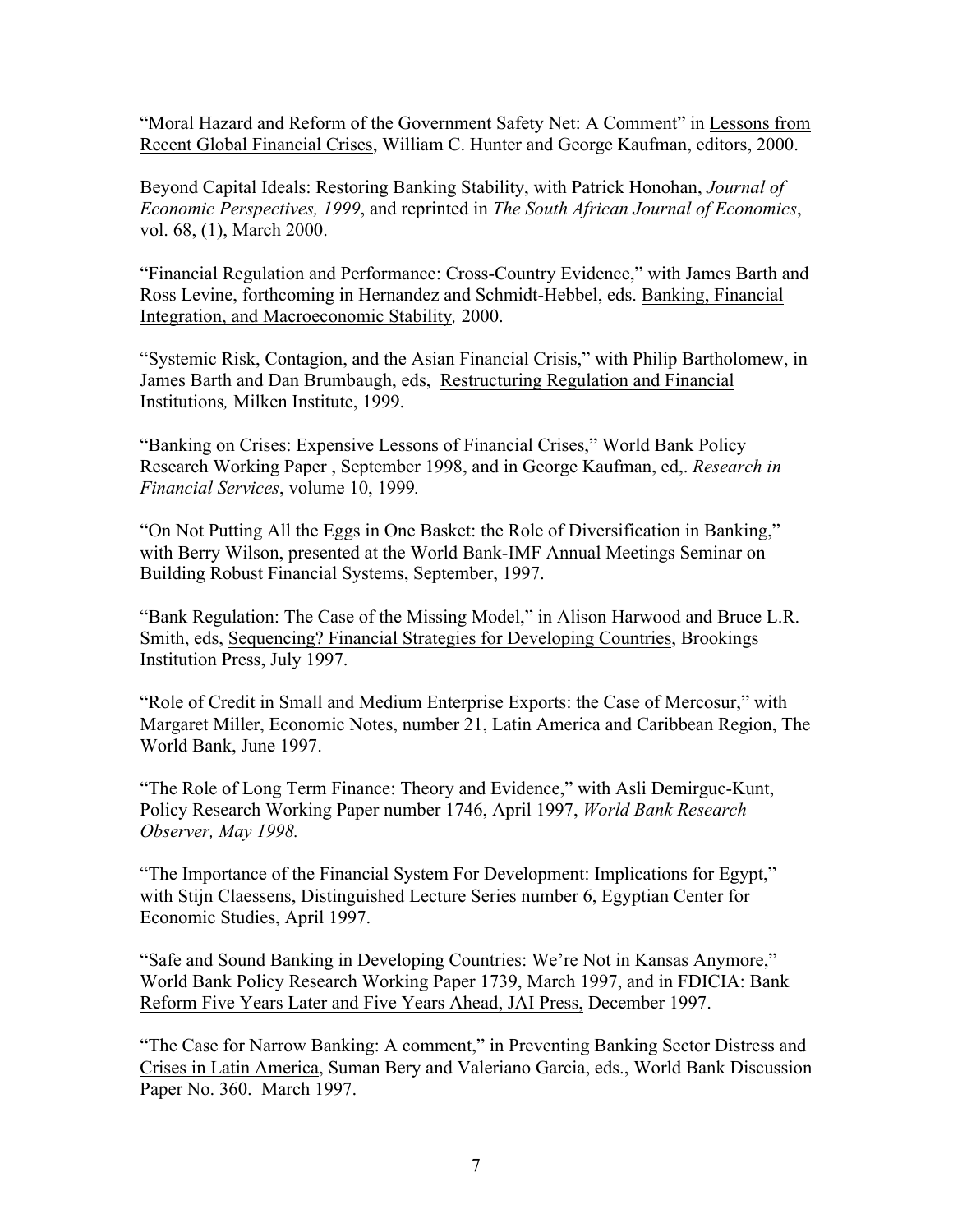"Moral Hazard and Reform of the Government Safety Net: A Comment" in Lessons from Recent Global Financial Crises, William C. Hunter and George Kaufman, editors, 2000.

Beyond Capital Ideals: Restoring Banking Stability, with Patrick Honohan, *Journal of Economic Perspectives, 1999*, and reprinted in *The South African Journal of Economics*, vol. 68, (1), March 2000.

"Financial Regulation and Performance: Cross-Country Evidence," with James Barth and Ross Levine, forthcoming in Hernandez and Schmidt-Hebbel, eds. Banking, Financial Integration, and Macroeconomic Stability*,* 2000.

"Systemic Risk, Contagion, and the Asian Financial Crisis," with Philip Bartholomew, in James Barth and Dan Brumbaugh, eds, Restructuring Regulation and Financial Institutions*,* Milken Institute, 1999.

"Banking on Crises: Expensive Lessons of Financial Crises," World Bank Policy Research Working Paper , September 1998, and in George Kaufman, ed,. *Research in Financial Services*, volume 10, 1999*.*

"On Not Putting All the Eggs in One Basket: the Role of Diversification in Banking," with Berry Wilson, presented at the World Bank-IMF Annual Meetings Seminar on Building Robust Financial Systems, September, 1997.

"Bank Regulation: The Case of the Missing Model," in Alison Harwood and Bruce L.R. Smith, eds, Sequencing? Financial Strategies for Developing Countries, Brookings Institution Press, July 1997.

"Role of Credit in Small and Medium Enterprise Exports: the Case of Mercosur," with Margaret Miller, Economic Notes, number 21, Latin America and Caribbean Region, The World Bank, June 1997.

"The Role of Long Term Finance: Theory and Evidence," with Asli Demirguc-Kunt, Policy Research Working Paper number 1746, April 1997, *World Bank Research Observer, May 1998.*

"The Importance of the Financial System For Development: Implications for Egypt," with Stijn Claessens, Distinguished Lecture Series number 6, Egyptian Center for Economic Studies, April 1997.

"Safe and Sound Banking in Developing Countries: We're Not in Kansas Anymore," World Bank Policy Research Working Paper 1739, March 1997, and in FDICIA: Bank Reform Five Years Later and Five Years Ahead, JAI Press, December 1997.

"The Case for Narrow Banking: A comment," in Preventing Banking Sector Distress and Crises in Latin America, Suman Bery and Valeriano Garcia, eds., World Bank Discussion Paper No. 360. March 1997.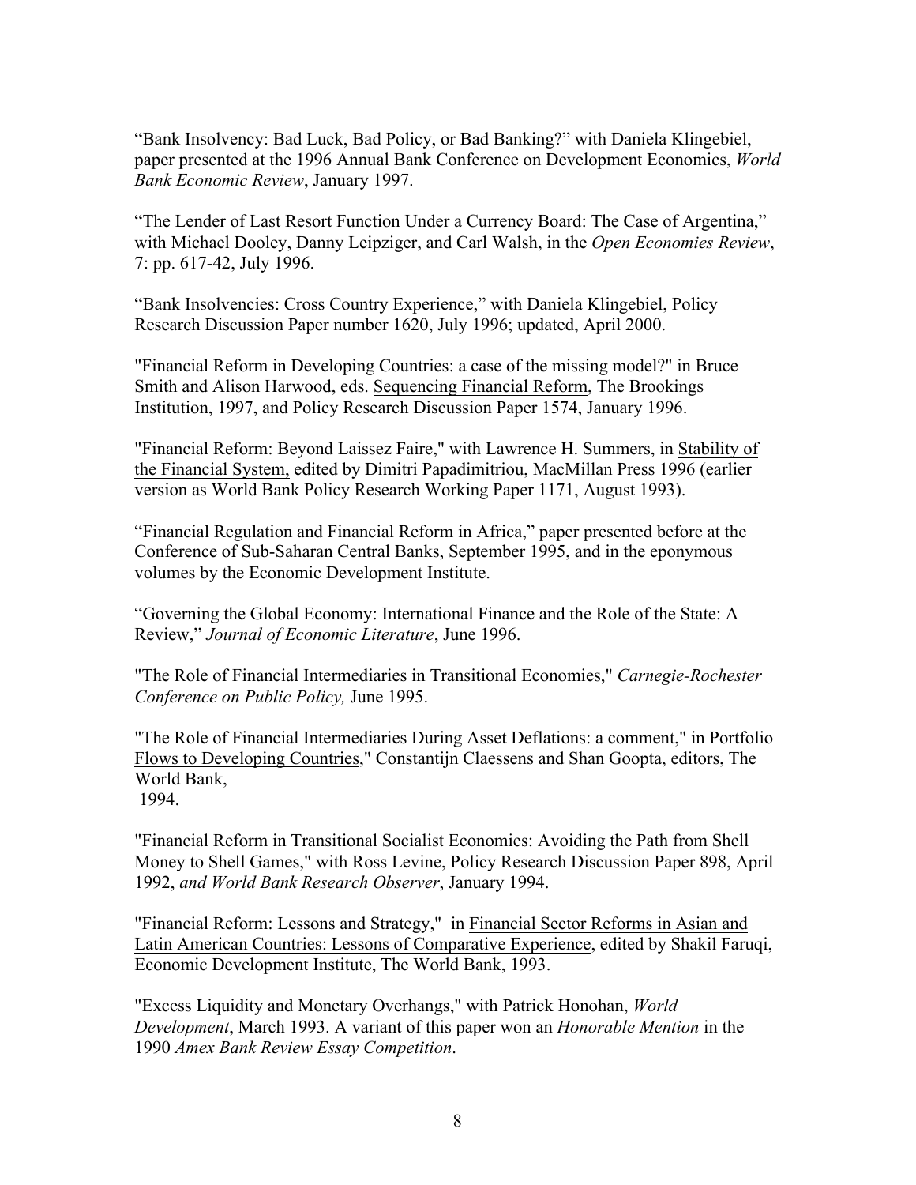"Bank Insolvency: Bad Luck, Bad Policy, or Bad Banking?" with Daniela Klingebiel, paper presented at the 1996 Annual Bank Conference on Development Economics, *World Bank Economic Review*, January 1997.

"The Lender of Last Resort Function Under a Currency Board: The Case of Argentina," with Michael Dooley, Danny Leipziger, and Carl Walsh, in the *Open Economies Review*, 7: pp. 617-42, July 1996.

"Bank Insolvencies: Cross Country Experience," with Daniela Klingebiel, Policy Research Discussion Paper number 1620, July 1996; updated, April 2000.

"Financial Reform in Developing Countries: a case of the missing model?" in Bruce Smith and Alison Harwood, eds. <u>Sequencing Financial Reform</u>, The Brookings Institution, 1997, and Policy Research Discussion Paper 1574, January 1996.

"Financial Reform: Beyond Laissez Faire," with Lawrence H. Summers, in <u>Stability of the Financial System,</u> edited by Dimitri Papadimitriou, MacMillan Press 1996 (earlier version as World Bank Policy Research Working Paper 1171, August 1993).

"Financial Regulation and Financial Reform in Africa," paper presented before at the Conference of Sub-Saharan Central Banks, September 1995, and in the eponymous volumes by the Economic Development Institute.

"Governing the Global Economy: International Finance and the Role of the State: A Review," *Journal of Economic Literature*, June 1996.

"The Role of Financial Intermediaries in Transitional Economies," *Carnegie-Rochester Conference on Public Policy,* June 1995.

"The Role of Financial Intermediaries During Asset Deflations: a comment," in <u>Portfolio Flows to Developing Countries</u>," Constantijn Claessens and Shan Goopta, editors, The World Bank,
1994.

"Financial Reform in Transitional Socialist Economies: Avoiding the Path from Shell Money to Shell Games," with Ross Levine, Policy Research Discussion Paper 898, April 1992, *and World Bank Research Observer*, January 1994.

"Financial Reform: Lessons and Strategy," in <u>Financial Sector Reforms in Asian and Latin American Countries: Lessons of Comparative Experience</u>, edited by Shakil Faruqi, Economic Development Institute, The World Bank, 1993.

"Excess Liquidity and Monetary Overhangs," with Patrick Honohan, *World Development*, March 1993. A variant of this paper won an *Honorable Mention* in the 1990 *Amex Bank Review Essay Competition*.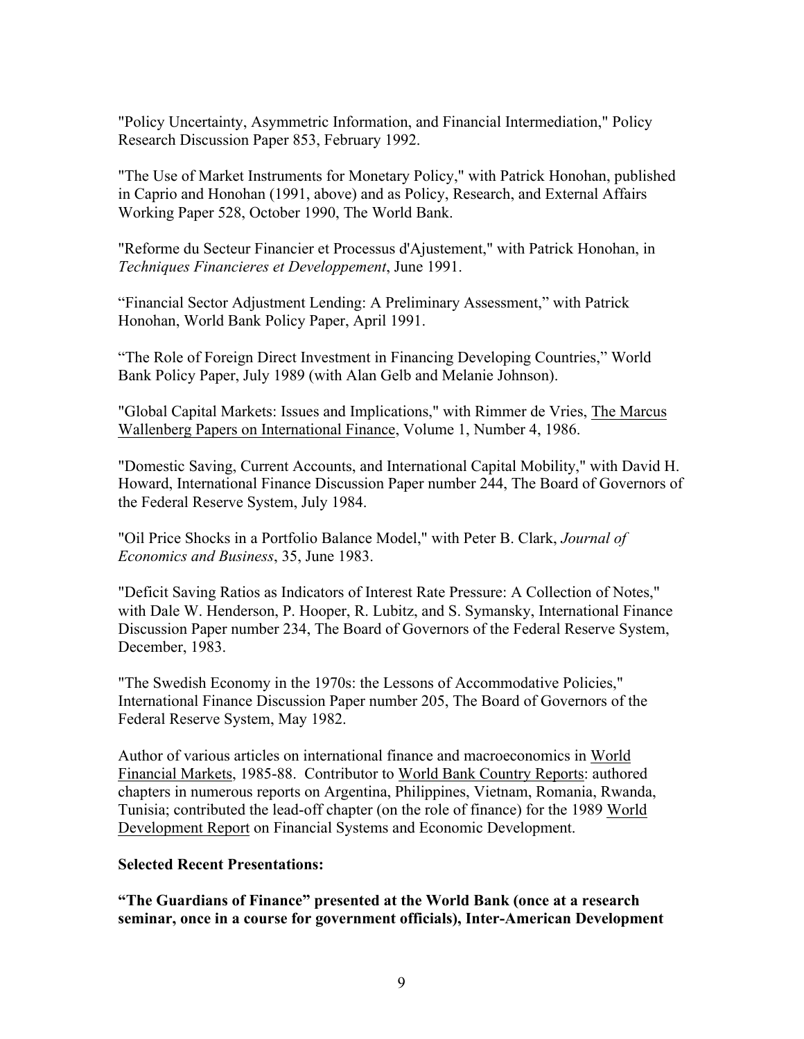"Policy Uncertainty, Asymmetric Information, and Financial Intermediation," Policy Research Discussion Paper 853, February 1992.

"The Use of Market Instruments for Monetary Policy," with Patrick Honohan, published in Caprio and Honohan (1991, above) and as Policy, Research, and External Affairs Working Paper 528, October 1990, The World Bank.

"Reforme du Secteur Financier et Processus d'Ajustement," with Patrick Honohan, in *Techniques Financieres et Developpement*, June 1991.

"Financial Sector Adjustment Lending: A Preliminary Assessment," with Patrick Honohan, World Bank Policy Paper, April 1991.

"The Role of Foreign Direct Investment in Financing Developing Countries," World Bank Policy Paper, July 1989 (with Alan Gelb and Melanie Johnson).

"Global Capital Markets: Issues and Implications," with Rimmer de Vries, The Marcus Wallenberg Papers on International Finance, Volume 1, Number 4, 1986.

"Domestic Saving, Current Accounts, and International Capital Mobility," with David H. Howard, International Finance Discussion Paper number 244, The Board of Governors of the Federal Reserve System, July 1984.

"Oil Price Shocks in a Portfolio Balance Model," with Peter B. Clark, *Journal of Economics and Business*, 35, June 1983.

"Deficit Saving Ratios as Indicators of Interest Rate Pressure: A Collection of Notes," with Dale W. Henderson, P. Hooper, R. Lubitz, and S. Symansky, International Finance Discussion Paper number 234, The Board of Governors of the Federal Reserve System, December, 1983.

"The Swedish Economy in the 1970s: the Lessons of Accommodative Policies," International Finance Discussion Paper number 205, The Board of Governors of the Federal Reserve System, May 1982.

Author of various articles on international finance and macroeconomics in World Financial Markets, 1985-88. Contributor to World Bank Country Reports: authored chapters in numerous reports on Argentina, Philippines, Vietnam, Romania, Rwanda, Tunisia; contributed the lead-off chapter (on the role of finance) for the 1989 World Development Report on Financial Systems and Economic Development.

**Selected Recent Presentations:**

**"The Guardians of Finance" presented at the World Bank (once at a research seminar, once in a course for government officials), Inter-American Development**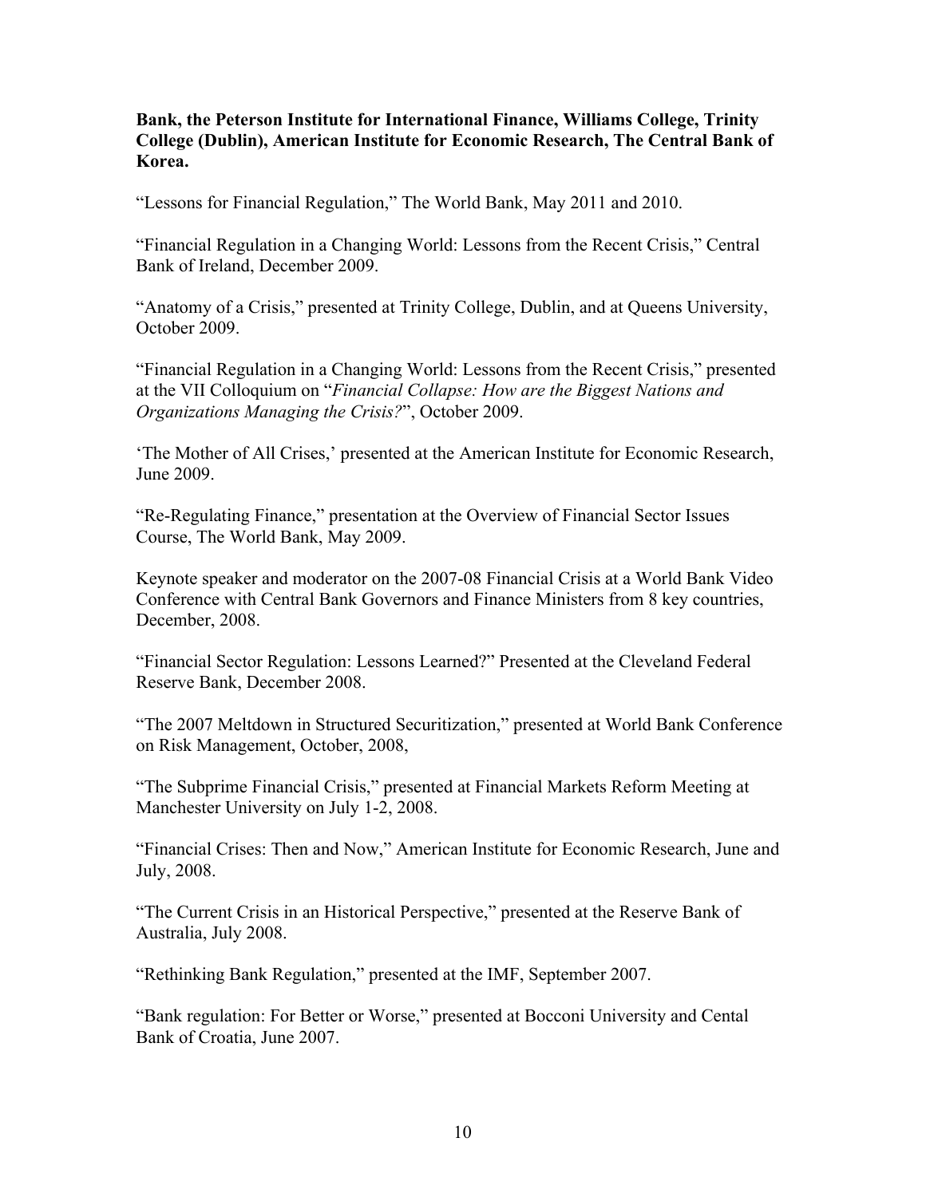**Bank, the Peterson Institute for International Finance, Williams College, Trinity College (Dublin), American Institute for Economic Research, The Central Bank of Korea.**

"Lessons for Financial Regulation," The World Bank, May 2011 and 2010.

"Financial Regulation in a Changing World: Lessons from the Recent Crisis," Central Bank of Ireland, December 2009.

"Anatomy of a Crisis," presented at Trinity College, Dublin, and at Queens University, October 2009.

"Financial Regulation in a Changing World: Lessons from the Recent Crisis," presented at the VII Colloquium on "*Financial Collapse: How are the Biggest Nations and Organizations Managing the Crisis?*", October 2009.

'The Mother of All Crises,' presented at the American Institute for Economic Research, June 2009.

"Re-Regulating Finance," presentation at the Overview of Financial Sector Issues Course, The World Bank, May 2009.

Keynote speaker and moderator on the 2007-08 Financial Crisis at a World Bank Video Conference with Central Bank Governors and Finance Ministers from 8 key countries, December, 2008.

"Financial Sector Regulation: Lessons Learned?" Presented at the Cleveland Federal Reserve Bank, December 2008.

"The 2007 Meltdown in Structured Securitization," presented at World Bank Conference on Risk Management, October, 2008,

"The Subprime Financial Crisis," presented at Financial Markets Reform Meeting at Manchester University on July 1-2, 2008.

"Financial Crises: Then and Now," American Institute for Economic Research, June and July, 2008.

"The Current Crisis in an Historical Perspective," presented at the Reserve Bank of Australia, July 2008.

"Rethinking Bank Regulation," presented at the IMF, September 2007.

"Bank regulation: For Better or Worse," presented at Bocconi University and Cental Bank of Croatia, June 2007.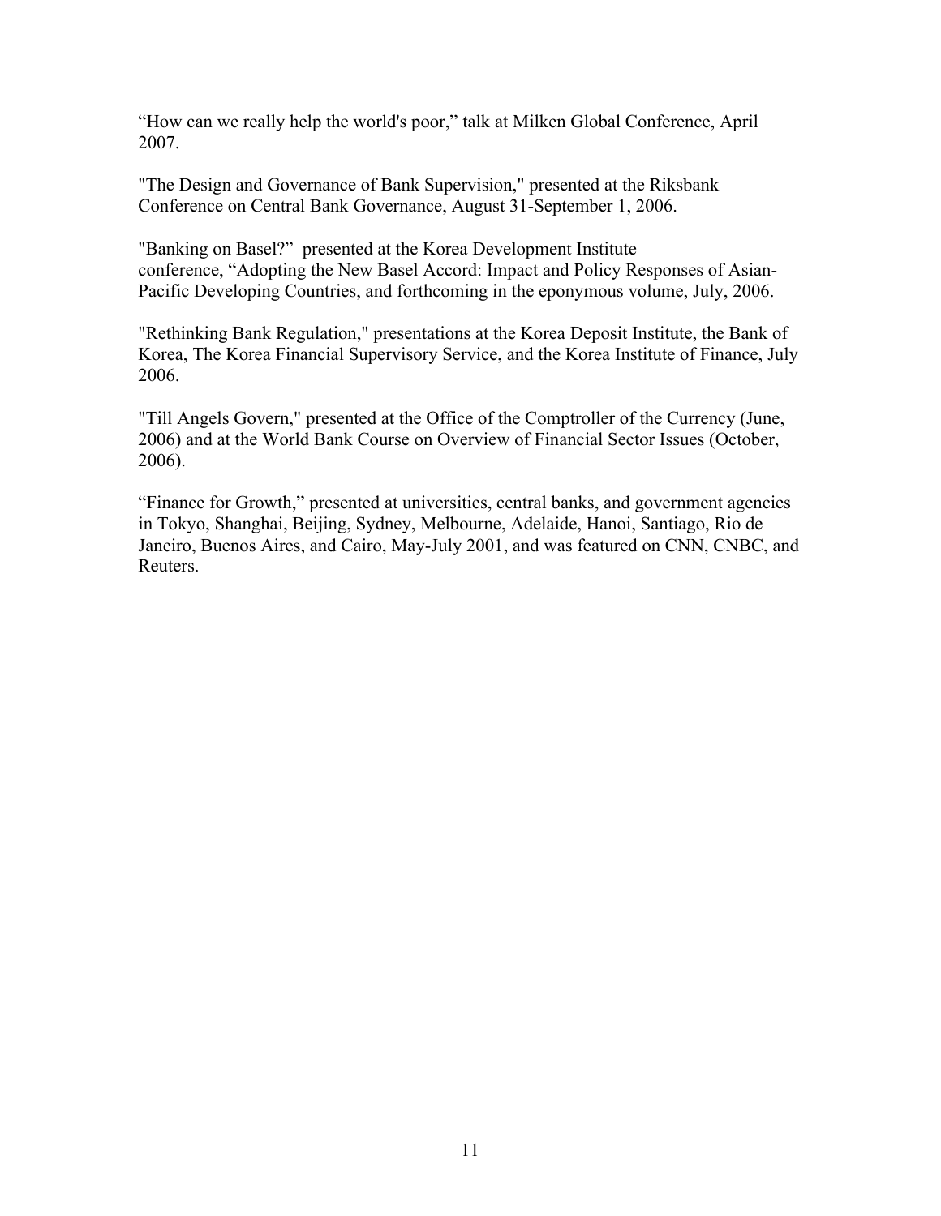"How can we really help the world's poor," talk at Milken Global Conference, April 2007.

"The Design and Governance of Bank Supervision," presented at the Riksbank Conference on Central Bank Governance, August 31-September 1, 2006.

"Banking on Basel?" presented at the Korea Development Institute conference, "Adopting the New Basel Accord: Impact and Policy Responses of Asian-Pacific Developing Countries, and forthcoming in the eponymous volume, July, 2006.

"Rethinking Bank Regulation," presentations at the Korea Deposit Institute, the Bank of Korea, The Korea Financial Supervisory Service, and the Korea Institute of Finance, July 2006.

"Till Angels Govern," presented at the Office of the Comptroller of the Currency (June, 2006) and at the World Bank Course on Overview of Financial Sector Issues (October, 2006).

"Finance for Growth," presented at universities, central banks, and government agencies in Tokyo, Shanghai, Beijing, Sydney, Melbourne, Adelaide, Hanoi, Santiago, Rio de Janeiro, Buenos Aires, and Cairo, May-July 2001, and was featured on CNN, CNBC, and Reuters.